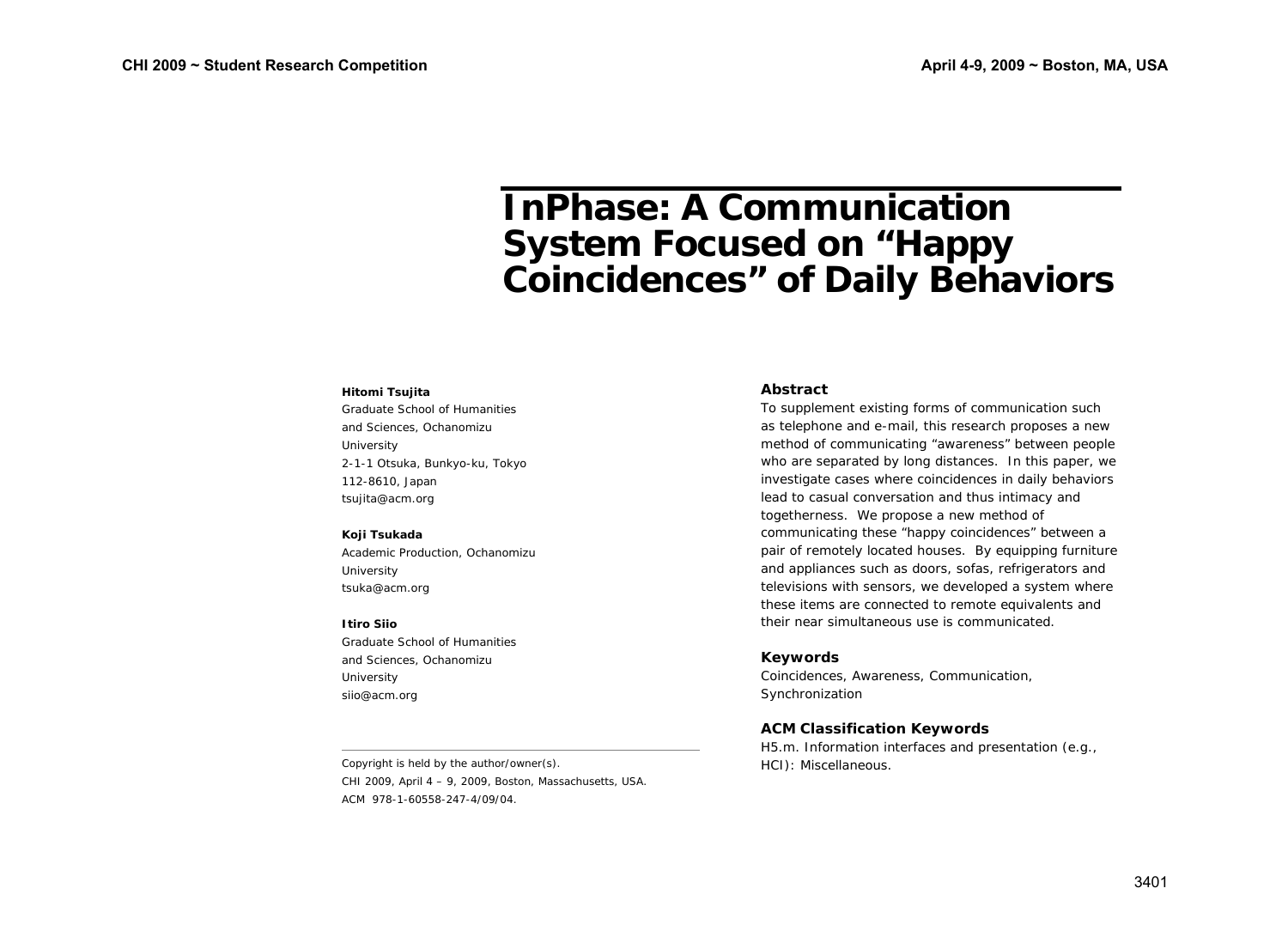# InPhase: A Communication System Focused on "Happy Coincidences" of Daily Behaviors

**Hitomi Tsujita**
Graduate School of Humanities and Sciences, Ochanomizu University
2-1-1 Otsuka, Bunkyo-ku, Tokyo 112-8610, Japan
tsujita@acm.org

**Koji Tsukada**
Academic Production, Ochanomizu University
tsuka@acm.org

**Itiro Siio**
Graduate School of Humanities and Sciences, Ochanomizu University
siio@acm.org

Copyright is held by the author/owner(s).
CHI 2009, April 4 – 9, 2009, Boston, Massachusetts, USA.
ACM 978-1-60558-247-4/09/04.

## Abstract

To supplement existing forms of communication such as telephone and e-mail, this research proposes a new method of communicating "awareness" between people who are separated by long distances. In this paper, we investigate cases where coincidences in daily behaviors lead to casual conversation and thus intimacy and togetherness. We propose a new method of communicating these "happy coincidences" between a pair of remotely located houses. By equipping furniture and appliances such as doors, sofas, refrigerators and televisions with sensors, we developed a system where these items are connected to remote equivalents and their near simultaneous use is communicated.

## Keywords

Coincidences, Awareness, Communication, Synchronization

## ACM Classification Keywords

H5.m. Information interfaces and presentation (e.g., HCI): Miscellaneous.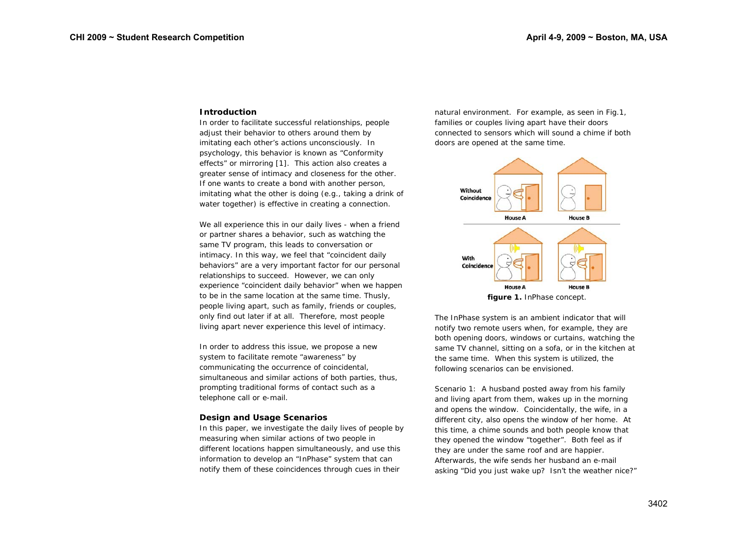### Introduction

In order to facilitate successful relationships, people adjust their behavior to others around them by imitating each other's actions unconsciously. In psychology, this behavior is known as "Conformity effects" or mirroring [1]. This action also creates a greater sense of intimacy and closeness for the other. If one wants to create a bond with another person, imitating what the other is doing (e.g., taking a drink of water together) is effective in creating a connection.

We all experience this in our daily lives - when a friend or partner shares a behavior, such as watching the same TV program, this leads to conversation or intimacy. In this way, we feel that "coincident daily behaviors" are a very important factor for our personal relationships to succeed. However, we can only experience "coincident daily behavior" when we happen to be in the same location at the same time. Thusly, people living apart, such as family, friends or couples, only find out later if at all. Therefore, most people living apart never experience this level of intimacy.

In order to address this issue, we propose a new system to facilitate remote "awareness" by communicating the occurrence of coincidental, simultaneous and similar actions of both parties, thus, prompting traditional forms of contact such as a telephone call or e-mail.

### Design and Usage Scenarios

In this paper, we investigate the daily lives of people by measuring when similar actions of two people in different locations happen simultaneously, and use this information to develop an "InPhase" system that can notify them of these coincidences through cues in their natural environment. For example, as seen in Fig.1, families or couples living apart have their doors connected to sensors which will sound a chime if both doors are opened at the same time.

Without Coincidence

House A

House B

With Coincidence

House A

House B

**figure 1.** InPhase concept.

The InPhase system is an ambient indicator that will notify two remote users when, for example, they are both opening doors, windows or curtains, watching the same TV channel, sitting on a sofa, or in the kitchen at the same time. When this system is utilized, the following scenarios can be envisioned.

Scenario 1: A husband posted away from his family and living apart from them, wakes up in the morning and opens the window. Coincidentally, the wife, in a different city, also opens the window of her home. At this time, a chime sounds and both people know that they opened the window "together". Both feel as if they are under the same roof and are happier. Afterwards, the wife sends her husband an e-mail asking "Did you just wake up? Isn't the weather nice?"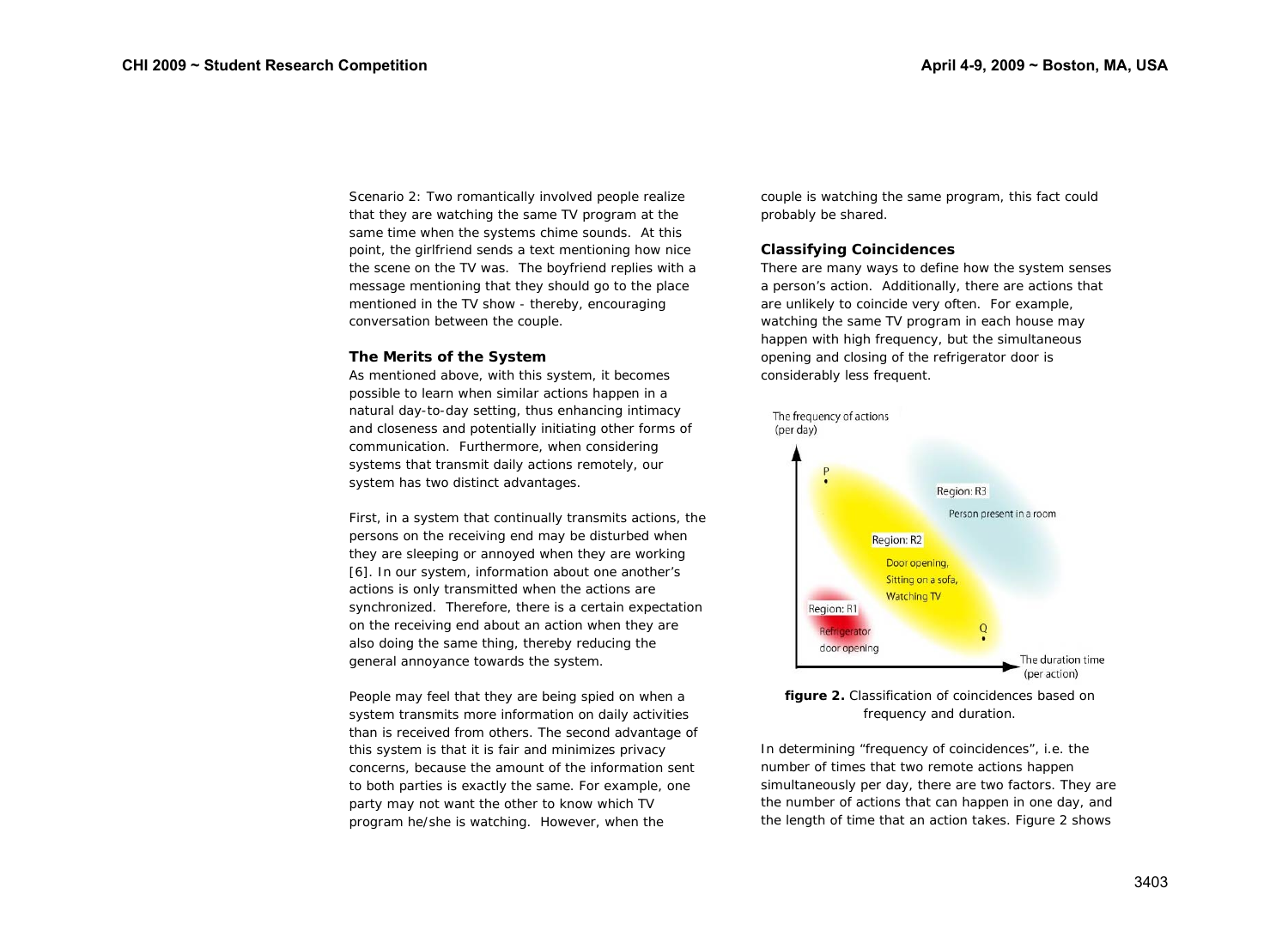Scenario 2: Two romantically involved people realize that they are watching the same TV program at the same time when the systems chime sounds. At this point, the girlfriend sends a text mentioning how nice the scene on the TV was. The boyfriend replies with a message mentioning that they should go to the place mentioned in the TV show - thereby, encouraging conversation between the couple.

### The Merits of the System

As mentioned above, with this system, it becomes possible to learn when similar actions happen in a natural day-to-day setting, thus enhancing intimacy and closeness and potentially initiating other forms of communication. Furthermore, when considering systems that transmit daily actions remotely, our system has two distinct advantages.

First, in a system that continually transmits actions, the persons on the receiving end may be disturbed when they are sleeping or annoyed when they are working [6]. In our system, information about one another's actions is only transmitted when the actions are synchronized. Therefore, there is a certain expectation on the receiving end about an action when they are also doing the same thing, thereby reducing the general annoyance towards the system.

People may feel that they are being spied on when a system transmits more information on daily activities than is received from others. The second advantage of this system is that it is fair and minimizes privacy concerns, because the amount of the information sent to both parties is exactly the same. For example, one party may not want the other to know which TV program he/she is watching. However, when the couple is watching the same program, this fact could probably be shared.

### Classifying Coincidences

There are many ways to define how the system senses a person's action. Additionally, there are actions that are unlikely to coincide very often. For example, watching the same TV program in each house may happen with high frequency, but the simultaneous opening and closing of the refrigerator door is considerably less frequent.

The frequency of actions (per day)

P

Region: R3

Person present in a room

Region: R2

Door opening,
Sitting on a sofa,
Watching TV

Region: R1

Refrigerator door opening

Q

The duration time (per action)

**figure 2.** Classification of coincidences based on frequency and duration.

In determining "frequency of coincidences", i.e. the number of times that two remote actions happen simultaneously per day, there are two factors. They are the number of actions that can happen in one day, and the length of time that an action takes. Figure 2 shows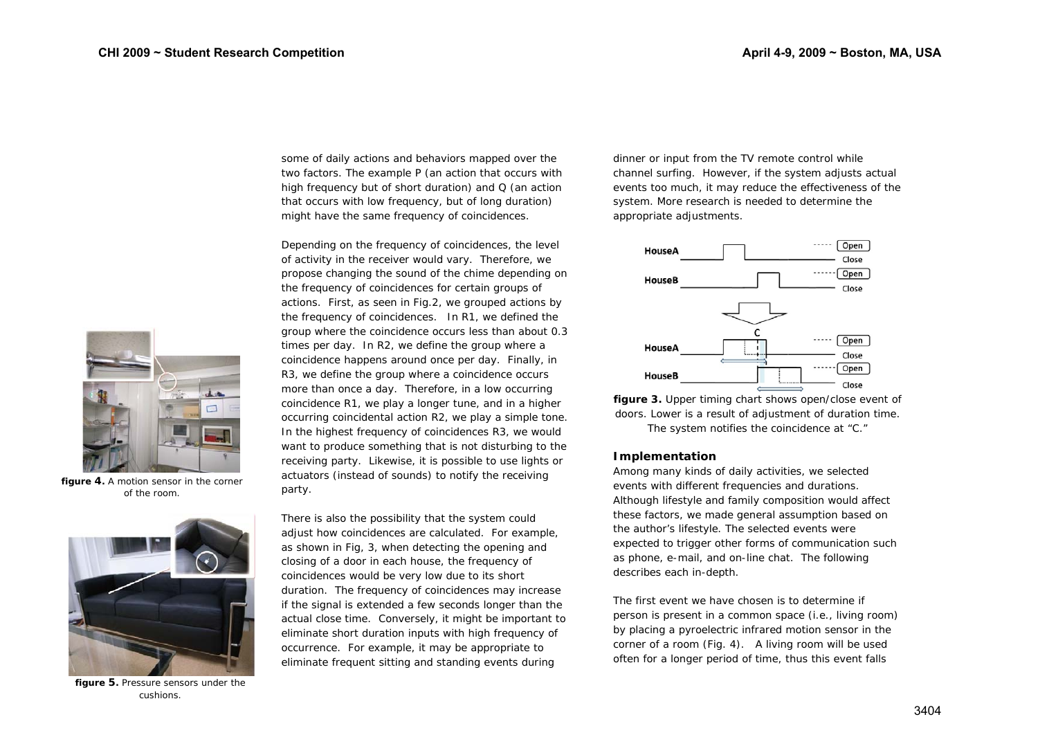some of daily actions and behaviors mapped over the two factors. The example P (an action that occurs with high frequency but of short duration) and Q (an action that occurs with low frequency, but of long duration) might have the same frequency of coincidences.

Depending on the frequency of coincidences, the level of activity in the receiver would vary. Therefore, we propose changing the sound of the chime depending on the frequency of coincidences for certain groups of actions. First, as seen in Fig.2, we grouped actions by the frequency of coincidences. In R1, we defined the group where the coincidence occurs less than about 0.3 times per day. In R2, we define the group where a coincidence happens around once per day. Finally, in R3, we define the group where a coincidence occurs more than once a day. Therefore, in a low occurring coincidence R1, we play a longer tune, and in a higher occurring coincidental action R2, we play a simple tone. In the highest frequency of coincidences R3, we would want to produce something that is not disturbing to the receiving party. Likewise, it is possible to use lights or actuators (instead of sounds) to notify the receiving party.

There is also the possibility that the system could adjust how coincidences are calculated. For example, as shown in Fig, 3, when detecting the opening and closing of a door in each house, the frequency of coincidences would be very low due to its short duration. The frequency of coincidences may increase if the signal is extended a few seconds longer than the actual close time. Conversely, it might be important to eliminate short duration inputs with high frequency of occurrence. For example, it may be appropriate to eliminate frequent sitting and standing events during dinner or input from the TV remote control while channel surfing. However, if the system adjusts actual events too much, it may reduce the effectiveness of the system. More research is needed to determine the appropriate adjustments.

**figure 3.** Upper timing chart shows open/close event of doors. Lower is a result of adjustment of duration time. The system notifies the coincidence at "C."

**figure 4.** A motion sensor in the corner of the room.

**figure 5.** Pressure sensors under the cushions.

### Implementation

Among many kinds of daily activities, we selected events with different frequencies and durations. Although lifestyle and family composition would affect these factors, we made general assumption based on the author's lifestyle. The selected events were expected to trigger other forms of communication such as phone, e-mail, and on-line chat. The following describes each in-depth.

The first event we have chosen is to determine if person is present in a common space (i.e., living room) by placing a pyroelectric infrared motion sensor in the corner of a room (Fig. 4). A living room will be used often for a longer period of time, thus this event falls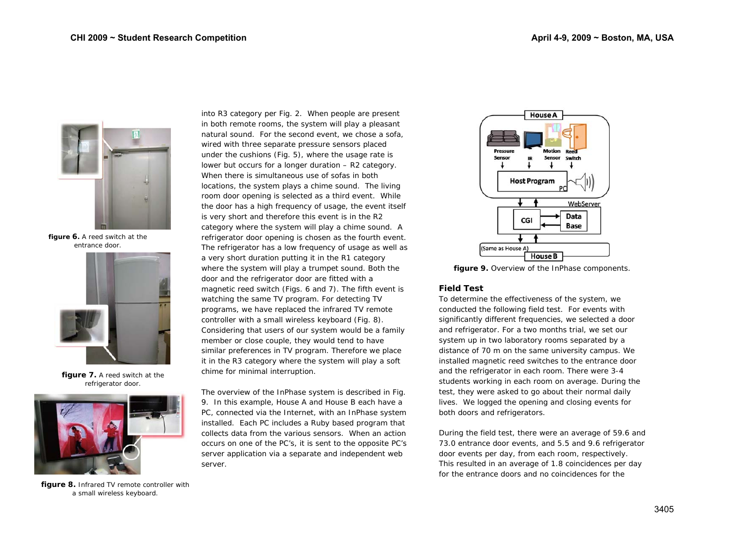figure 6. A reed switch at the entrance door.

figure 7. A reed switch at the refrigerator door.

figure 8. Infrared TV remote controller with a small wireless keyboard.

into R3 category per Fig. 2. When people are present in both remote rooms, the system will play a pleasant natural sound. For the second event, we chose a sofa, wired with three separate pressure sensors placed under the cushions (Fig. 5), where the usage rate is lower but occurs for a longer duration – R2 category. When there is simultaneous use of sofas in both locations, the system plays a chime sound. The living room door opening is selected as a third event. While the door has a high frequency of usage, the event itself is very short and therefore this event is in the R2 category where the system will play a chime sound. A refrigerator door opening is chosen as the fourth event. The refrigerator has a low frequency of usage as well as a very short duration putting it in the R1 category where the system will play a trumpet sound. Both the door and the refrigerator door are fitted with a magnetic reed switch (Figs. 6 and 7). The fifth event is watching the same TV program. For detecting TV programs, we have replaced the infrared TV remote controller with a small wireless keyboard (Fig. 8). Considering that users of our system would be a family member or close couple, they would tend to have similar preferences in TV program. Therefore we place it in the R3 category where the system will play a soft chime for minimal interruption.

The overview of the InPhase system is described in Fig. 9. In this example, House A and House B each have a PC, connected via the Internet, with an InPhase system installed. Each PC includes a Ruby based program that collects data from the various sensors. When an action occurs on one of the PC's, it is sent to the opposite PC's server application via a separate and independent web server.

House A
Pressure Sensor
IR
Motion Sensor
Reed Switch
Host Program
PC
WebServer
CGI
Data Base
(Same as House A)
House B

figure 9. Overview of the InPhase components.

## Field Test

To determine the effectiveness of the system, we conducted the following field test. For events with significantly different frequencies, we selected a door and refrigerator. For a two months trial, we set our system up in two laboratory rooms separated by a distance of 70 m on the same university campus. We installed magnetic reed switches to the entrance door and the refrigerator in each room. There were 3-4 students working in each room on average. During the test, they were asked to go about their normal daily lives. We logged the opening and closing events for both doors and refrigerators.

During the field test, there were an average of 59.6 and 73.0 entrance door events, and 5.5 and 9.6 refrigerator door events per day, from each room, respectively. This resulted in an average of 1.8 coincidences per day for the entrance doors and no coincidences for the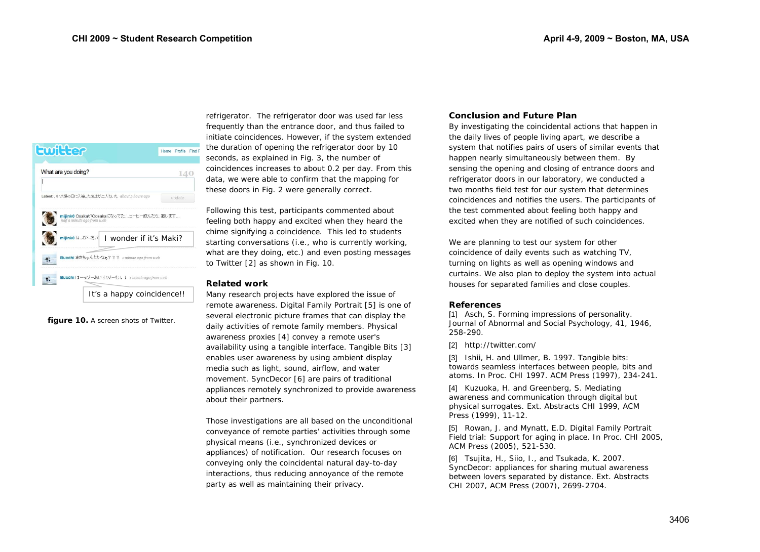figure 10. A screen shots of Twitter.

refrigerator. The refrigerator door was used far less frequently than the entrance door, and thus failed to initiate coincidences. However, if the system extended the duration of opening the refrigerator door by 10 seconds, as explained in Fig. 3, the number of coincidences increases to about 0.2 per day. From this data, we were able to confirm that the mapping for these doors in Fig. 2 were generally correct.

Following this test, participants commented about feeling both happy and excited when they heard the chime signifying a coincidence. This led to students starting conversations (i.e., who is currently working, what are they doing, etc.) and even posting messages to Twitter [2] as shown in Fig. 10.

## Related work

Many research projects have explored the issue of remote awareness. Digital Family Portrait [5] is one of several electronic picture frames that can display the daily activities of remote family members. Physical awareness proxies [4] convey a remote user's availability using a tangible interface. Tangible Bits [3] enables user awareness by using ambient display media such as light, sound, airflow, and water movement. SyncDecor [6] are pairs of traditional appliances remotely synchronized to provide awareness about their partners.

Those investigations are all based on the unconditional conveyance of remote parties' activities through some physical means (i.e., synchronized devices or appliances) of notification. Our research focuses on conveying only the coincidental natural day-to-day interactions, thus reducing annoyance of the remote party as well as maintaining their privacy.

## Conclusion and Future Plan

By investigating the coincidental actions that happen in the daily lives of people living apart, we describe a system that notifies pairs of users of similar events that happen nearly simultaneously between them. By sensing the opening and closing of entrance doors and refrigerator doors in our laboratory, we conducted a two months field test for our system that determines coincidences and notifies the users. The participants of the test commented about feeling both happy and excited when they are notified of such coincidences.

We are planning to test our system for other coincidence of daily events such as watching TV, turning on lights as well as opening windows and curtains. We also plan to deploy the system into actual houses for separated families and close couples.

## References

[1] Asch, S. Forming impressions of personality. Journal of Abnormal and Social Psychology, 41, 1946, 258-290.

[2] http://twitter.com/

[3] Ishii, H. and Ullmer, B. 1997. Tangible bits: towards seamless interfaces between people, bits and atoms. In Proc. CHI 1997. ACM Press (1997), 234-241.

[4] Kuzuoka, H. and Greenberg, S. Mediating awareness and communication through digital but physical surrogates. Ext. Abstracts CHI 1999, ACM Press (1999), 11-12.

[5] Rowan, J. and Mynatt, E.D. Digital Family Portrait Field trial: Support for aging in place. In Proc. CHI 2005, ACM Press (2005), 521-530.

[6] Tsujita, H., Siio, I., and Tsukada, K. 2007. SyncDecor: appliances for sharing mutual awareness between lovers separated by distance. Ext. Abstracts CHI 2007, ACM Press (2007), 2699-2704.